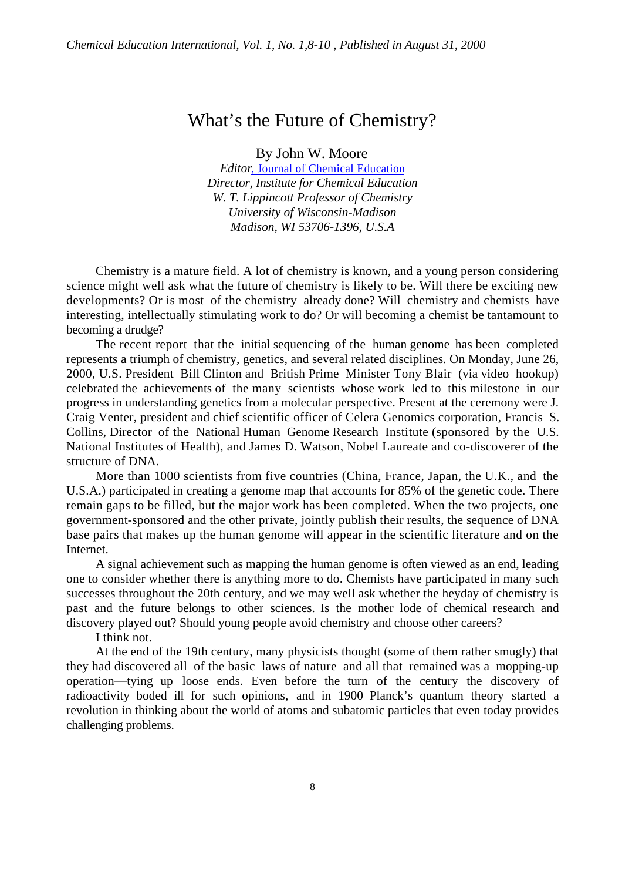# What's the Future of Chemistry?

By John W. Moore

*Editor, Journal of Chemical Education*
*Director, Institute for Chemical Education*
*W. T. Lippincott Professor of Chemistry*
*University of Wisconsin-Madison*
*Madison, WI 53706-1396, U.S.A*

Chemistry is a mature field. A lot of chemistry is known, and a young person considering science might well ask what the future of chemistry is likely to be. Will there be exciting new developments? Or is most of the chemistry already done? Will chemistry and chemists have interesting, intellectually stimulating work to do? Or will becoming a chemist be tantamount to becoming a drudge?

The recent report that the initial sequencing of the human genome has been completed represents a triumph of chemistry, genetics, and several related disciplines. On Monday, June 26, 2000, U.S. President Bill Clinton and British Prime Minister Tony Blair (via video hookup) celebrated the achievements of the many scientists whose work led to this milestone in our progress in understanding genetics from a molecular perspective. Present at the ceremony were J. Craig Venter, president and chief scientific officer of Celera Genomics corporation, Francis S. Collins, Director of the National Human Genome Research Institute (sponsored by the U.S. National Institutes of Health), and James D. Watson, Nobel Laureate and co-discoverer of the structure of DNA.

More than 1000 scientists from five countries (China, France, Japan, the U.K., and the U.S.A.) participated in creating a genome map that accounts for 85% of the genetic code. There remain gaps to be filled, but the major work has been completed. When the two projects, one government-sponsored and the other private, jointly publish their results, the sequence of DNA base pairs that makes up the human genome will appear in the scientific literature and on the Internet.

A signal achievement such as mapping the human genome is often viewed as an end, leading one to consider whether there is anything more to do. Chemists have participated in many such successes throughout the 20th century, and we may well ask whether the heyday of chemistry is past and the future belongs to other sciences. Is the mother lode of chemical research and discovery played out? Should young people avoid chemistry and choose other careers?

I think not.

At the end of the 19th century, many physicists thought (some of them rather smugly) that they had discovered all of the basic laws of nature and all that remained was a mopping-up operation—tying up loose ends. Even before the turn of the century the discovery of radioactivity boded ill for such opinions, and in 1900 Planck's quantum theory started a revolution in thinking about the world of atoms and subatomic particles that even today provides challenging problems.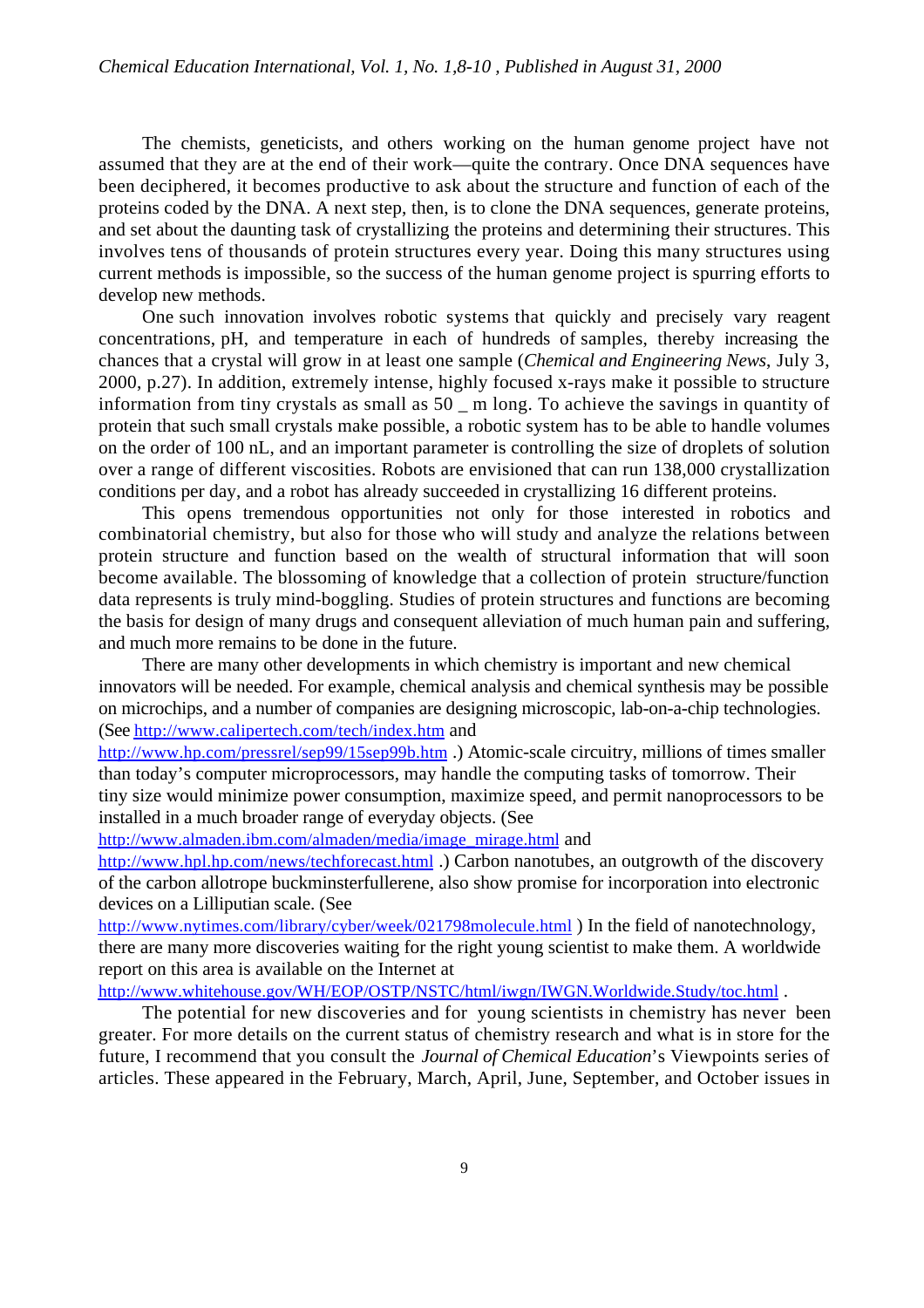The chemists, geneticists, and others working on the human genome project have not assumed that they are at the end of their work—quite the contrary. Once DNA sequences have been deciphered, it becomes productive to ask about the structure and function of each of the proteins coded by the DNA. A next step, then, is to clone the DNA sequences, generate proteins, and set about the daunting task of crystallizing the proteins and determining their structures. This involves tens of thousands of protein structures every year. Doing this many structures using current methods is impossible, so the success of the human genome project is spurring efforts to develop new methods.

One such innovation involves robotic systems that quickly and precisely vary reagent concentrations, pH, and temperature in each of hundreds of samples, thereby increasing the chances that a crystal will grow in at least one sample (*Chemical and Engineering News*, July 3, 2000, p.27). In addition, extremely intense, highly focused x-rays make it possible to structure information from tiny crystals as small as 50 _ m long. To achieve the savings in quantity of protein that such small crystals make possible, a robotic system has to be able to handle volumes on the order of 100 nL, and an important parameter is controlling the size of droplets of solution over a range of different viscosities. Robots are envisioned that can run 138,000 crystallization conditions per day, and a robot has already succeeded in crystallizing 16 different proteins.

This opens tremendous opportunities not only for those interested in robotics and combinatorial chemistry, but also for those who will study and analyze the relations between protein structure and function based on the wealth of structural information that will soon become available. The blossoming of knowledge that a collection of protein structure/function data represents is truly mind-boggling. Studies of protein structures and functions are becoming the basis for design of many drugs and consequent alleviation of much human pain and suffering, and much more remains to be done in the future.

There are many other developments in which chemistry is important and new chemical innovators will be needed. For example, chemical analysis and chemical synthesis may be possible on microchips, and a number of companies are designing microscopic, lab-on-a-chip technologies. (See http://www.calipertech.com/tech/index.htm and http://www.hp.com/pressrel/sep99/15sep99b.htm .) Atomic-scale circuitry, millions of times smaller than today's computer microprocessors, may handle the computing tasks of tomorrow. Their tiny size would minimize power consumption, maximize speed, and permit nanoprocessors to be installed in a much broader range of everyday objects. (See http://www.almaden.ibm.com/almaden/media/image_mirage.html and http://www.hpl.hp.com/news/techforecast.html .) Carbon nanotubes, an outgrowth of the discovery of the carbon allotrope buckminsterfullerene, also show promise for incorporation into electronic devices on a Lilliputian scale. (See http://www.nytimes.com/library/cyber/week/021798molecule.html ) In the field of nanotechnology, there are many more discoveries waiting for the right young scientist to make them. A worldwide report on this area is available on the Internet at http://www.whitehouse.gov/WH/EOP/OSTP/NSTC/html/iwgn/IWGN.Worldwide.Study/toc.html .

The potential for new discoveries and for young scientists in chemistry has never been greater. For more details on the current status of chemistry research and what is in store for the future, I recommend that you consult the *Journal of Chemical Education*'s Viewpoints series of articles. These appeared in the February, March, April, June, September, and October issues in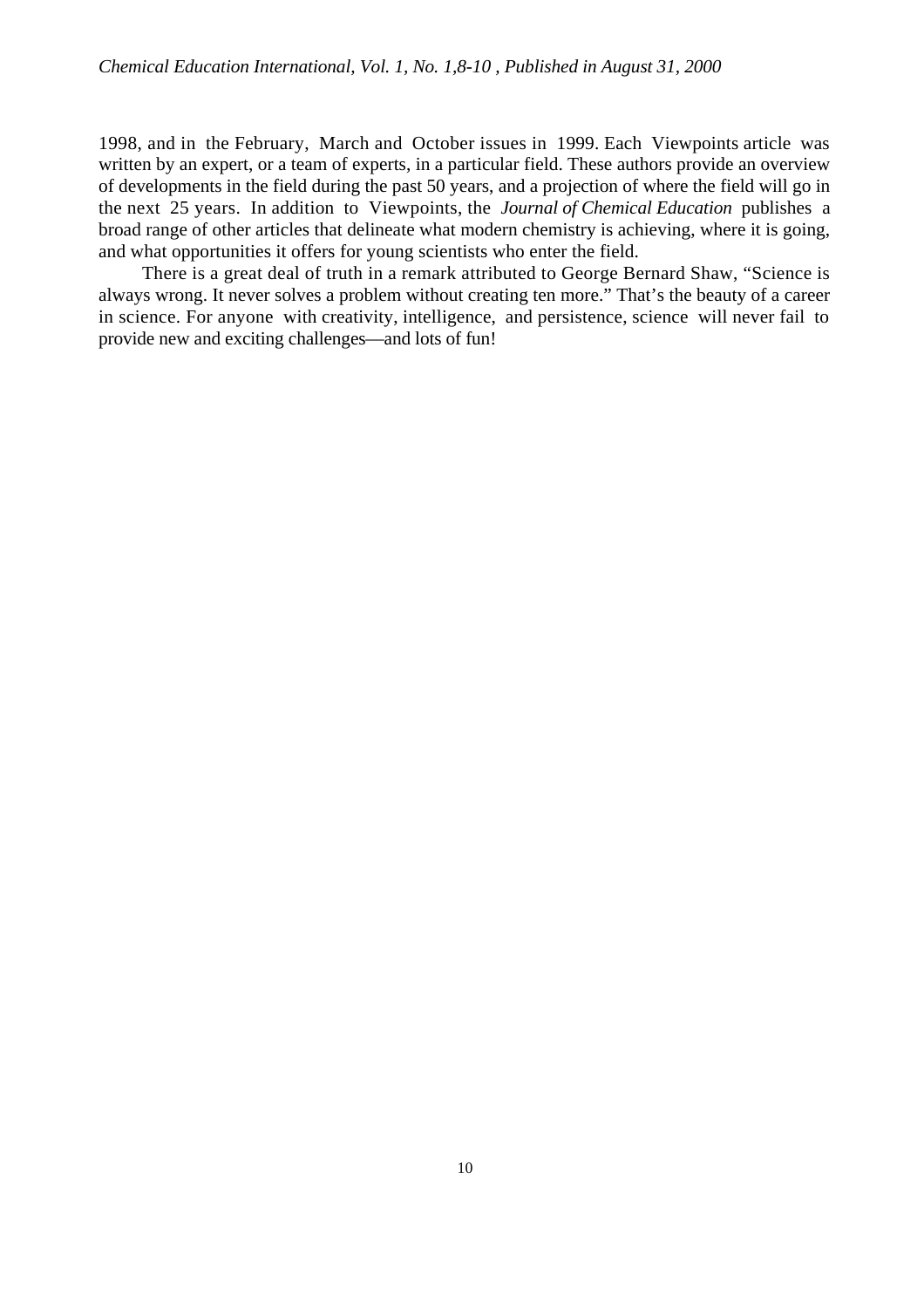1998, and in the February, March and October issues in 1999. Each Viewpoints article was written by an expert, or a team of experts, in a particular field. These authors provide an overview of developments in the field during the past 50 years, and a projection of where the field will go in the next 25 years. In addition to Viewpoints, the *Journal of Chemical Education* publishes a broad range of other articles that delineate what modern chemistry is achieving, where it is going, and what opportunities it offers for young scientists who enter the field.

There is a great deal of truth in a remark attributed to George Bernard Shaw, "Science is always wrong. It never solves a problem without creating ten more." That's the beauty of a career in science. For anyone with creativity, intelligence, and persistence, science will never fail to provide new and exciting challenges—and lots of fun!